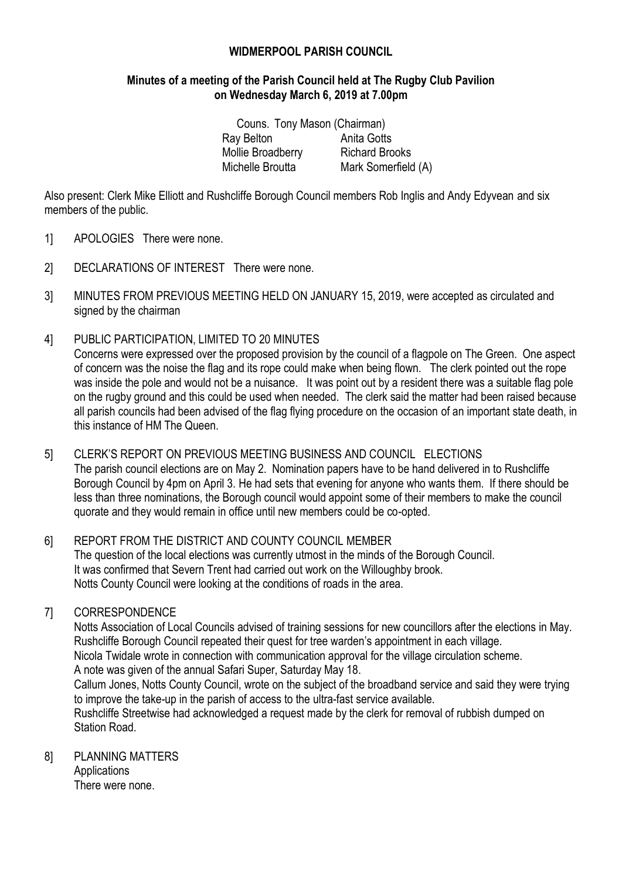**WIDMERPOOL PARISH COUNCIL**

**Minutes of a meeting of the Parish Council held at The Rugby Club Pavilion on Wednesday March 6, 2019 at 7.00pm**

Couns. Tony Mason (Chairman)

| | |
|---|---|
| Ray Belton | Anita Gotts |
| Mollie Broadberry | Richard Brooks |
| Michelle Broutta | Mark Somerfield (A) |

Also present: Clerk Mike Elliott and Rushcliffe Borough Council members Rob Inglis and Andy Edyvean and six members of the public.

1] APOLOGIES There were none.

2] DECLARATIONS OF INTEREST There were none.

3] MINUTES FROM PREVIOUS MEETING HELD ON JANUARY 15, 2019, were accepted as circulated and signed by the chairman

4] PUBLIC PARTICIPATION, LIMITED TO 20 MINUTES

Concerns were expressed over the proposed provision by the council of a flagpole on The Green. One aspect of concern was the noise the flag and its rope could make when being flown. The clerk pointed out the rope was inside the pole and would not be a nuisance. It was point out by a resident there was a suitable flag pole on the rugby ground and this could be used when needed. The clerk said the matter had been raised because all parish councils had been advised of the flag flying procedure on the occasion of an important state death, in this instance of HM The Queen.

5] CLERK'S REPORT ON PREVIOUS MEETING BUSINESS AND COUNCIL ELECTIONS

The parish council elections are on May 2. Nomination papers have to be hand delivered in to Rushcliffe Borough Council by 4pm on April 3. He had sets that evening for anyone who wants them. If there should be less than three nominations, the Borough council would appoint some of their members to make the council quorate and they would remain in office until new members could be co-opted.

6] REPORT FROM THE DISTRICT AND COUNTY COUNCIL MEMBER

The question of the local elections was currently utmost in the minds of the Borough Council.
It was confirmed that Severn Trent had carried out work on the Willoughby brook.
Notts County Council were looking at the conditions of roads in the area.

7] CORRESPONDENCE

Notts Association of Local Councils advised of training sessions for new councillors after the elections in May.
Rushcliffe Borough Council repeated their quest for tree warden's appointment in each village.
Nicola Twidale wrote in connection with communication approval for the village circulation scheme.
A note was given of the annual Safari Super, Saturday May 18.
Callum Jones, Notts County Council, wrote on the subject of the broadband service and said they were trying to improve the take-up in the parish of access to the ultra-fast service available.
Rushcliffe Streetwise had acknowledged a request made by the clerk for removal of rubbish dumped on Station Road.

8] PLANNING MATTERS

Applications

There were none.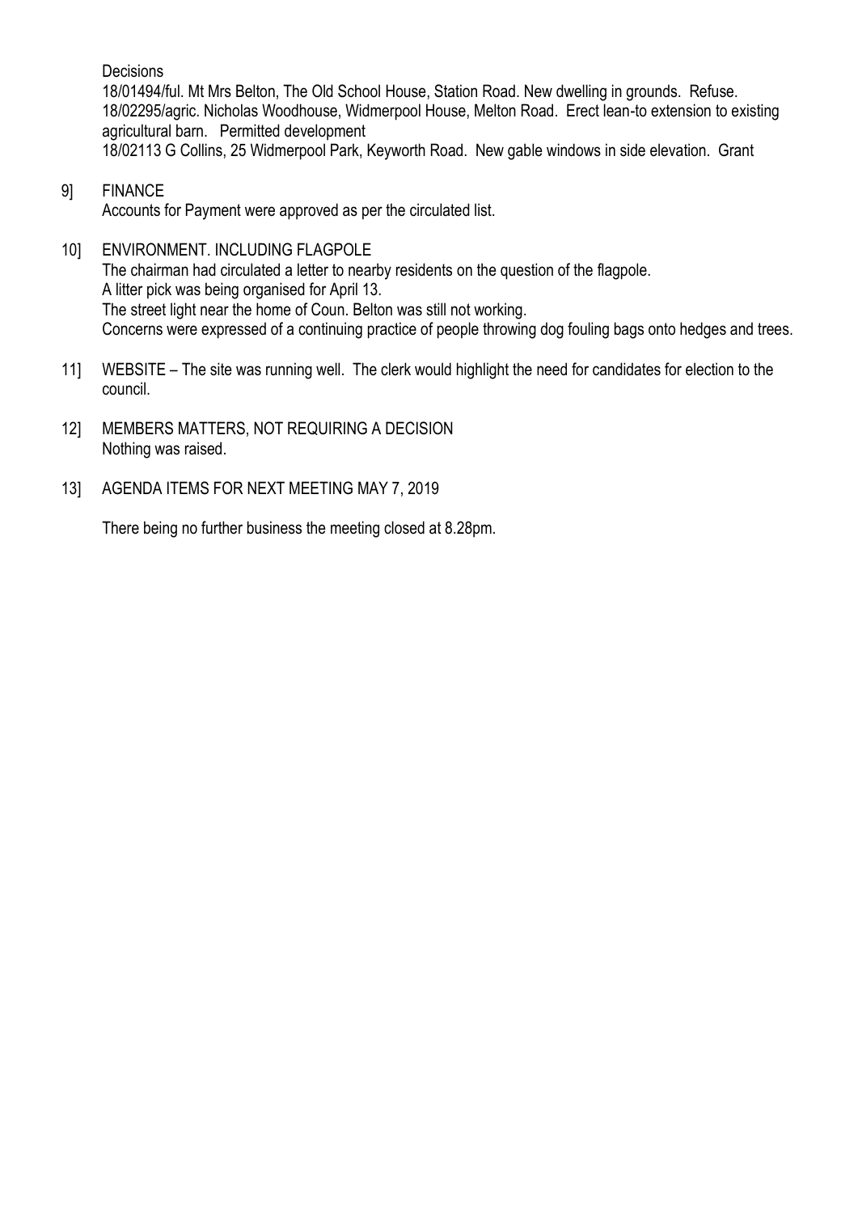Decisions

18/01494/ful. Mt Mrs Belton, The Old School House, Station Road. New dwelling in grounds. Refuse.
18/02295/agric. Nicholas Woodhouse, Widmerpool House, Melton Road. Erect lean-to extension to existing agricultural barn. Permitted development
18/02113 G Collins, 25 Widmerpool Park, Keyworth Road. New gable windows in side elevation. Grant

9] FINANCE
Accounts for Payment were approved as per the circulated list.

10] ENVIRONMENT. INCLUDING FLAGPOLE
The chairman had circulated a letter to nearby residents on the question of the flagpole.
A litter pick was being organised for April 13.
The street light near the home of Coun. Belton was still not working.
Concerns were expressed of a continuing practice of people throwing dog fouling bags onto hedges and trees.

11] WEBSITE – The site was running well. The clerk would highlight the need for candidates for election to the council.

12] MEMBERS MATTERS, NOT REQUIRING A DECISION
Nothing was raised.

13] AGENDA ITEMS FOR NEXT MEETING MAY 7, 2019

There being no further business the meeting closed at 8.28pm.